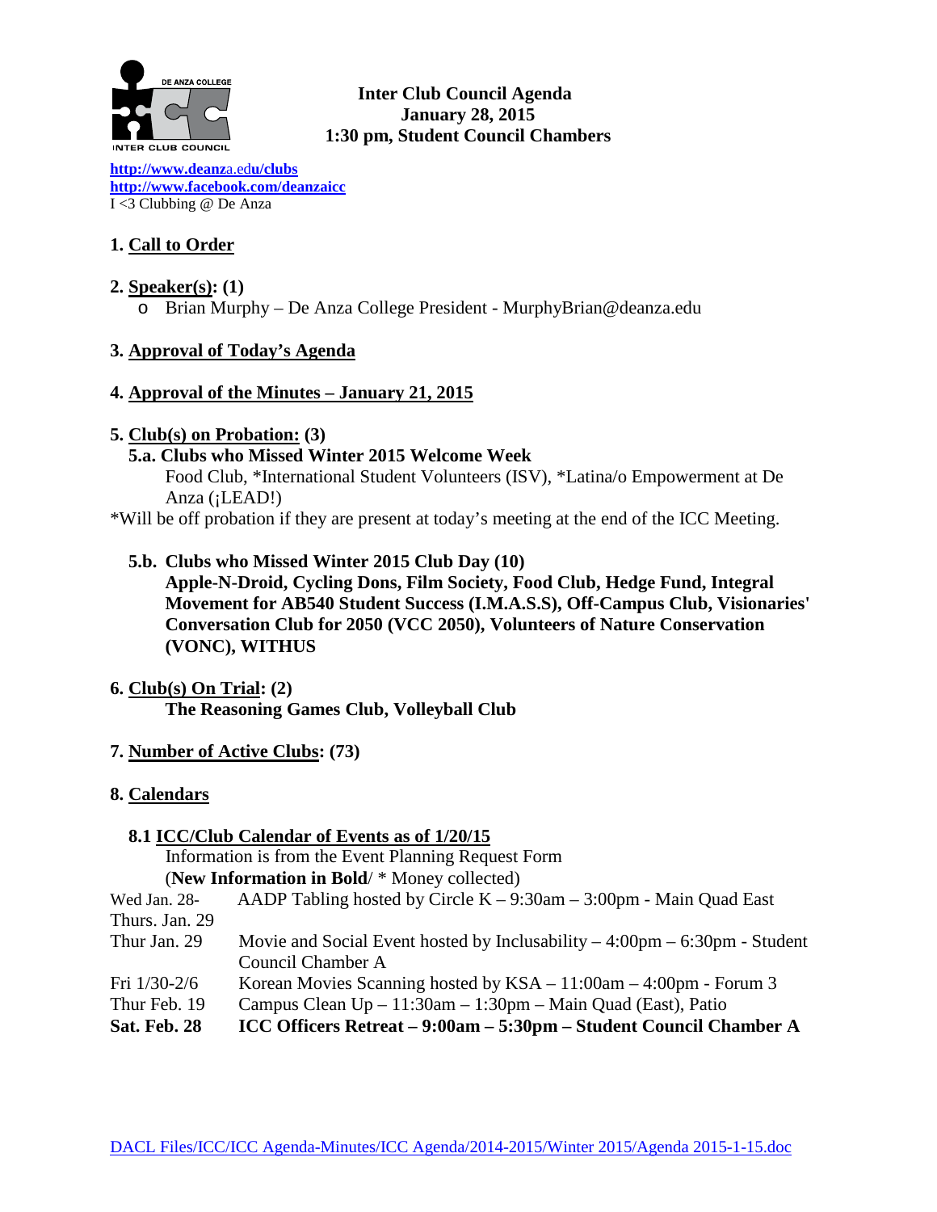# Inter Club Council Agenda
## January 28, 2015
## 1:30 pm, Student Council Chambers

http://www.deanza.edu/clubs
http://www.facebook.com/deanzaicc
I <3 Clubbing @ De Anza

**1. Call to Order**

**2. Speaker(s): (1)**

- Brian Murphy – De Anza College President - MurphyBrian@deanza.edu

**3. Approval of Today's Agenda**

**4. Approval of the Minutes – January 21, 2015**

**5. Club(s) on Probation: (3)**

**5.a. Clubs who Missed Winter 2015 Welcome Week**

Food Club, *International Student Volunteers (ISV), *Latina/o Empowerment at De Anza (¡LEAD!)

*Will be off probation if they are present at today's meeting at the end of the ICC Meeting.

**5.b. Clubs who Missed Winter 2015 Club Day (10)**

**Apple-N-Droid, Cycling Dons, Film Society, Food Club, Hedge Fund, Integral Movement for AB540 Student Success (I.M.A.S.S), Off-Campus Club, Visionaries' Conversation Club for 2050 (VCC 2050), Volunteers of Nature Conservation (VONC), WITHUS**

**6. Club(s) On Trial: (2)**

**The Reasoning Games Club, Volleyball Club**

**7. Number of Active Clubs: (73)**

**8. Calendars**

**8.1 ICC/Club Calendar of Events as of 1/20/15**

Information is from the Event Planning Request Form
(**New Information in Bold**/ * Money collected)

| | |
|---|---|
| Wed Jan. 28- Thurs. Jan. 29 | AADP Tabling hosted by Circle K – 9:30am – 3:00pm - Main Quad East |
| Thur Jan. 29 | Movie and Social Event hosted by Inclusability – 4:00pm – 6:30pm - Student Council Chamber A |
| Fri 1/30-2/6 | Korean Movies Scanning hosted by KSA – 11:00am – 4:00pm - Forum 3 |
| Thur Feb. 19 | Campus Clean Up – 11:30am – 1:30pm – Main Quad (East), Patio |
| **Sat. Feb. 28** | **ICC Officers Retreat – 9:00am – 5:30pm – Student Council Chamber A** |

DACL Files/ICC/ICC Agenda-Minutes/ICC Agenda/2014-2015/Winter 2015/Agenda 2015-1-15.doc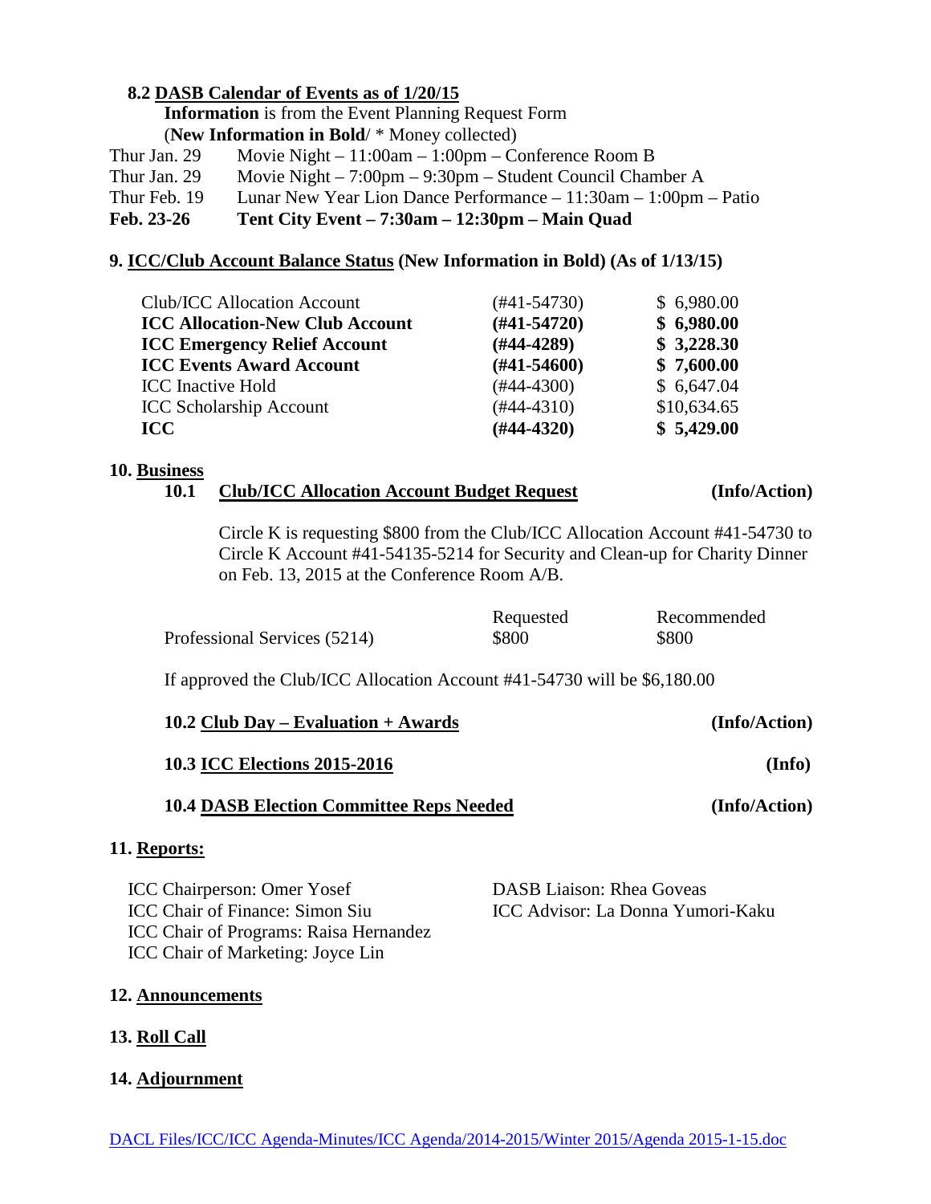**8.2 DASB Calendar of Events as of 1/20/15**

**Information** is from the Event Planning Request Form
(**New Information in Bold**/ * Money collected)

| | |
|---|---|
| Thur Jan. 29 | Movie Night – 11:00am – 1:00pm – Conference Room B |
| Thur Jan. 29 | Movie Night – 7:00pm – 9:30pm – Student Council Chamber A |
| Thur Feb. 19 | Lunar New Year Lion Dance Performance – 11:30am – 1:00pm – Patio |
| **Feb. 23-26** | **Tent City Event – 7:30am – 12:30pm – Main Quad** |

## 9. ICC/Club Account Balance Status (New Information in Bold) (As of 1/13/15)

| | | |
|---|---|---|
| Club/ICC Allocation Account | (#41-54730) | $ 6,980.00 |
| **ICC Allocation-New Club Account** | **(#41-54720)** | **$ 6,980.00** |
| **ICC Emergency Relief Account** | **(#44-4289)** | **$ 3,228.30** |
| **ICC Events Award Account** | **(#41-54600)** | **$ 7,600.00** |
| ICC Inactive Hold | (#44-4300) | $ 6,647.04 |
| ICC Scholarship Account | (#44-4310) | $10,634.65 |
| **ICC** | **(#44-4320)** | **$ 5,429.00** |

## 10. Business

### 10.1 Club/ICC Allocation Account Budget Request (Info/Action)

Circle K is requesting $800 from the Club/ICC Allocation Account #41-54730 to Circle K Account #41-54135-5214 for Security and Clean-up for Charity Dinner on Feb. 13, 2015 at the Conference Room A/B.

| | Requested | Recommended |
|---|---|---|
| Professional Services (5214) | $800 | $800 |

If approved the Club/ICC Allocation Account #41-54730 will be $6,180.00

### 10.2 Club Day – Evaluation + Awards (Info/Action)

### 10.3 ICC Elections 2015-2016 (Info)

### 10.4 DASB Election Committee Reps Needed (Info/Action)

## 11. Reports:

ICC Chairperson: Omer Yosef
ICC Chair of Finance: Simon Siu
ICC Chair of Programs: Raisa Hernandez
ICC Chair of Marketing: Joyce Lin
DASB Liaison: Rhea Goveas
ICC Advisor: La Donna Yumori-Kaku

## 12. Announcements

## 13. Roll Call

## 14. Adjournment

DACL Files/ICC/ICC Agenda-Minutes/ICC Agenda/2014-2015/Winter 2015/Agenda 2015-1-15.doc